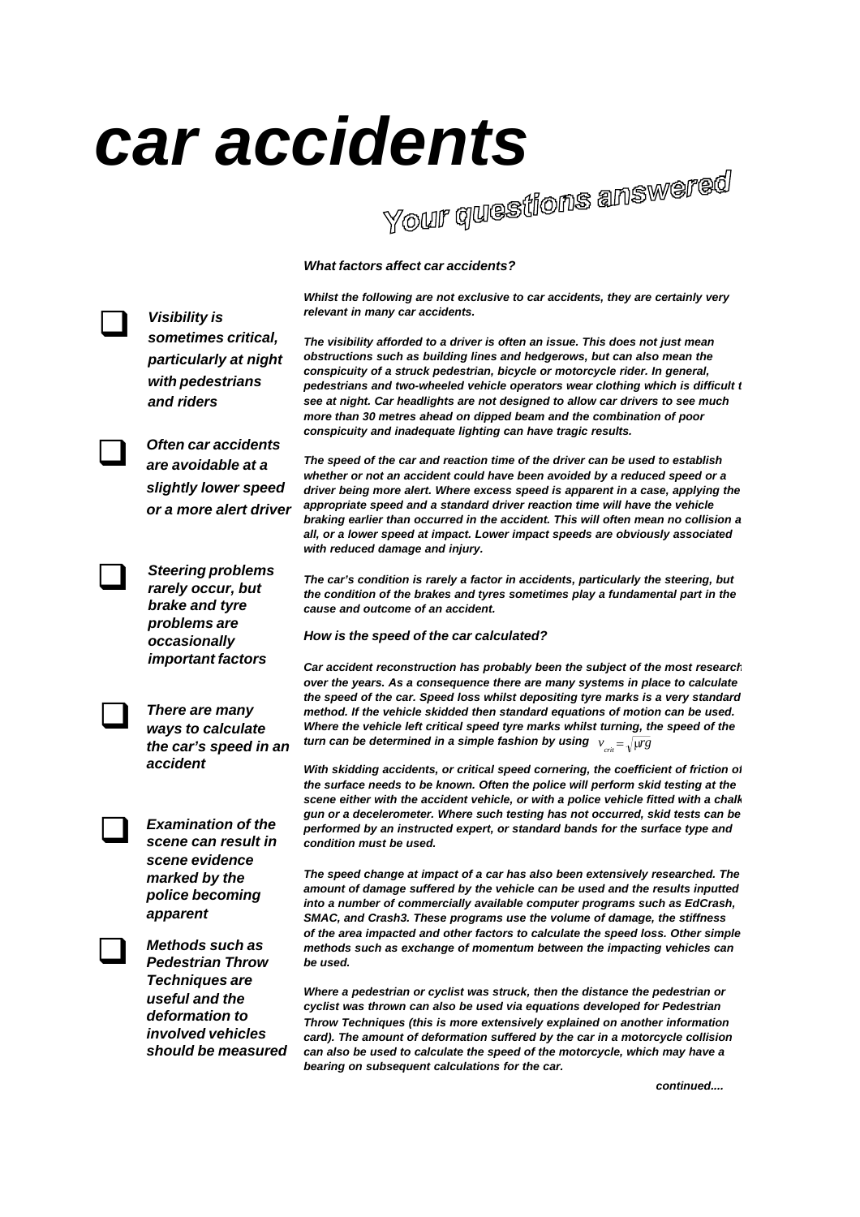# *car accidents*

## Your questions answered

- ***Visibility is sometimes critical, particularly at night with pedestrians and riders***
- ***Often car accidents are avoidable at a slightly lower speed or a more alert driver***
- ***Steering problems rarely occur, but brake and tyre problems are occasionally important factors***
- ***There are many ways to calculate the car's speed in an accident***
- ***Examination of the scene can result in scene evidence marked by the police becoming apparent***
- ***Methods such as Pedestrian Throw Techniques are useful and the deformation to involved vehicles should be measured***

***What factors affect car accidents?***

***Whilst the following are not exclusive to car accidents, they are certainly very relevant in many car accidents.***

***The visibility afforded to a driver is often an issue. This does not just mean obstructions such as building lines and hedgerows, but can also mean the conspicuity of a struck pedestrian, bicycle or motorcycle rider. In general, pedestrians and two-wheeled vehicle operators wear clothing which is difficult t see at night. Car headlights are not designed to allow car drivers to see much more than 30 metres ahead on dipped beam and the combination of poor conspicuity and inadequate lighting can have tragic results.***

***The speed of the car and reaction time of the driver can be used to establish whether or not an accident could have been avoided by a reduced speed or a driver being more alert. Where excess speed is apparent in a case, applying the appropriate speed and a standard driver reaction time will have the vehicle braking earlier than occurred in the accident. This will often mean no collision a all, or a lower speed at impact. Lower impact speeds are obviously associated with reduced damage and injury.***

***The car's condition is rarely a factor in accidents, particularly the steering, but the condition of the brakes and tyres sometimes play a fundamental part in the cause and outcome of an accident.***

***How is the speed of the car calculated?***

***Car accident reconstruction has probably been the subject of the most research over the years. As a consequence there are many systems in place to calculate the speed of the car. Speed loss whilst depositing tyre marks is a very standard method. If the vehicle skidded then standard equations of motion can be used. Where the vehicle left critical speed tyre marks whilst turning, the speed of the turn can be determined in a simple fashion by using*** $v_{crit} = \sqrt{\mu r g}$

***With skidding accidents, or critical speed cornering, the coefficient of friction of the surface needs to be known. Often the police will perform skid testing at the scene either with the accident vehicle, or with a police vehicle fitted with a chalk gun or a decelerometer. Where such testing has not occurred, skid tests can be performed by an instructed expert, or standard bands for the surface type and condition must be used.***

***The speed change at impact of a car has also been extensively researched. The amount of damage suffered by the vehicle can be used and the results inputted into a number of commercially available computer programs such as EdCrash, SMAC, and Crash3. These programs use the volume of damage, the stiffness of the area impacted and other factors to calculate the speed loss. Other simple methods such as exchange of momentum between the impacting vehicles can be used.***

***Where a pedestrian or cyclist was struck, then the distance the pedestrian or cyclist was thrown can also be used via equations developed for Pedestrian Throw Techniques (this is more extensively explained on another information card). The amount of deformation suffered by the car in a motorcycle collision can also be used to calculate the speed of the motorcycle, which may have a bearing on subsequent calculations for the car.***

***continued....***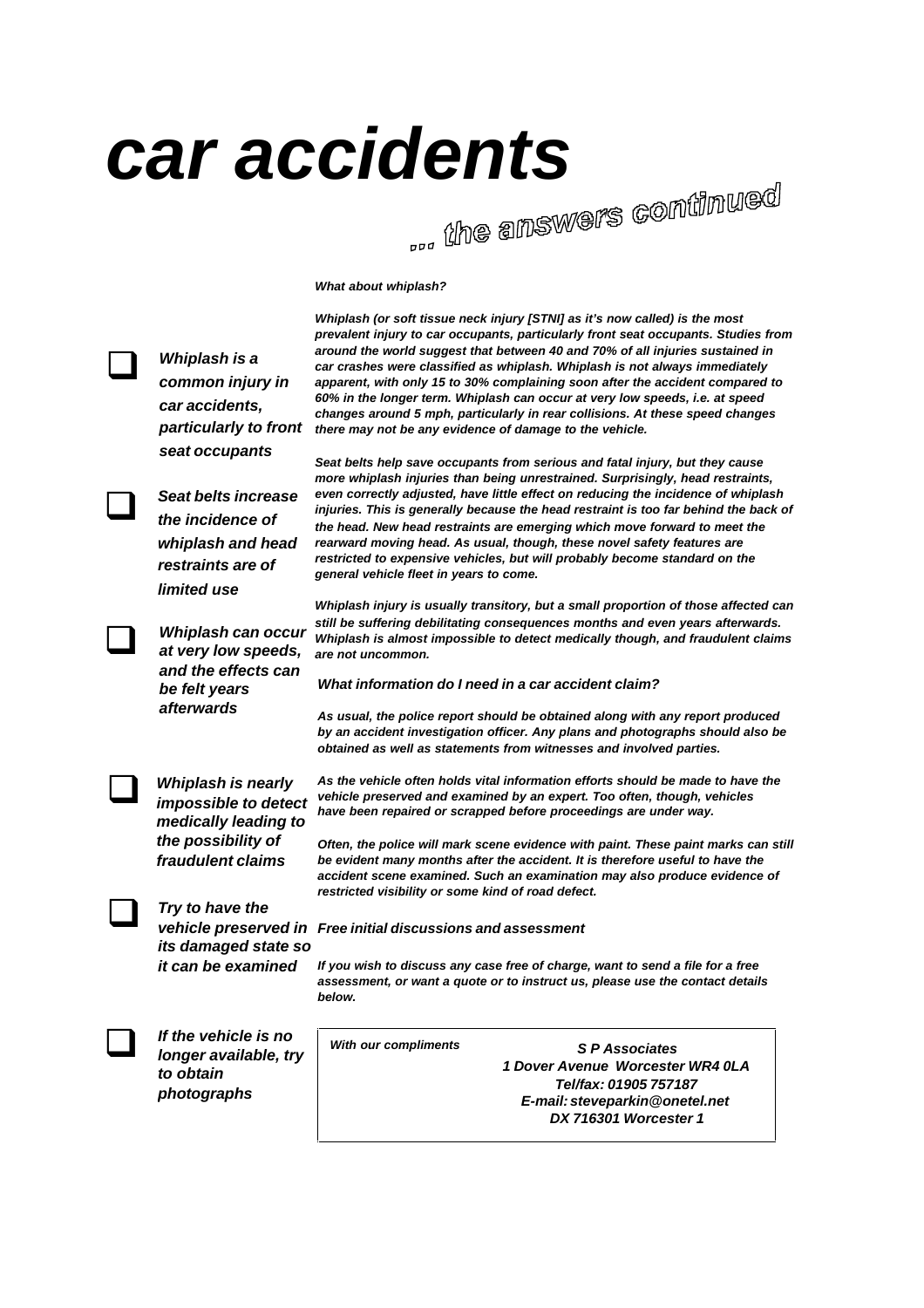# car accidents

*... the answers continued*

***What about whiplash?***

- ***Whiplash is a common injury in car accidents, particularly to front seat occupants***
- ***Seat belts increase the incidence of whiplash and head restraints are of limited use***
- ***Whiplash can occur at very low speeds, and the effects can be felt years afterwards***
- ***Whiplash is nearly impossible to detect medically leading to the possibility of fraudulent claims***
- ***Try to have the vehicle preserved in its damaged state so it can be examined***
- ***If the vehicle is no longer available, try to obtain photographs***

***Whiplash (or soft tissue neck injury [STNI] as it's now called) is the most prevalent injury to car occupants, particularly front seat occupants. Studies from around the world suggest that between 40 and 70% of all injuries sustained in car crashes were classified as whiplash. Whiplash is not always immediately apparent, with only 15 to 30% complaining soon after the accident compared to 60% in the longer term. Whiplash can occur at very low speeds, i.e. at speed changes around 5 mph, particularly in rear collisions. At these speed changes there may not be any evidence of damage to the vehicle.***

***Seat belts help save occupants from serious and fatal injury, but they cause more whiplash injuries than being unrestrained. Surprisingly, head restraints, even correctly adjusted, have little effect on reducing the incidence of whiplash injuries. This is generally because the head restraint is too far behind the back of the head. New head restraints are emerging which move forward to meet the rearward moving head. As usual, though, these novel safety features are restricted to expensive vehicles, but will probably become standard on the general vehicle fleet in years to come.***

***Whiplash injury is usually transitory, but a small proportion of those affected can still be suffering debilitating consequences months and even years afterwards. Whiplash is almost impossible to detect medically though, and fraudulent claims are not uncommon.***

***What information do I need in a car accident claim?***

***As usual, the police report should be obtained along with any report produced by an accident investigation officer. Any plans and photographs should also be obtained as well as statements from witnesses and involved parties.***

***As the vehicle often holds vital information efforts should be made to have the vehicle preserved and examined by an expert. Too often, though, vehicles have been repaired or scrapped before proceedings are under way.***

***Often, the police will mark scene evidence with paint. These paint marks can still be evident many months after the accident. It is therefore useful to have the accident scene examined. Such an examination may also produce evidence of restricted visibility or some kind of road defect.***

***Free initial discussions and assessment***

***If you wish to discuss any case free of charge, want to send a file for a free assessment, or want a quote or to instruct us, please use the contact details below.***

***With our compliments***

***S P Associates***
***1 Dover Avenue Worcester WR4 0LA***
***Tel/fax: 01905 757187***
***E-mail: steveparkin@onetel.net***
***DX 716301 Worcester 1***